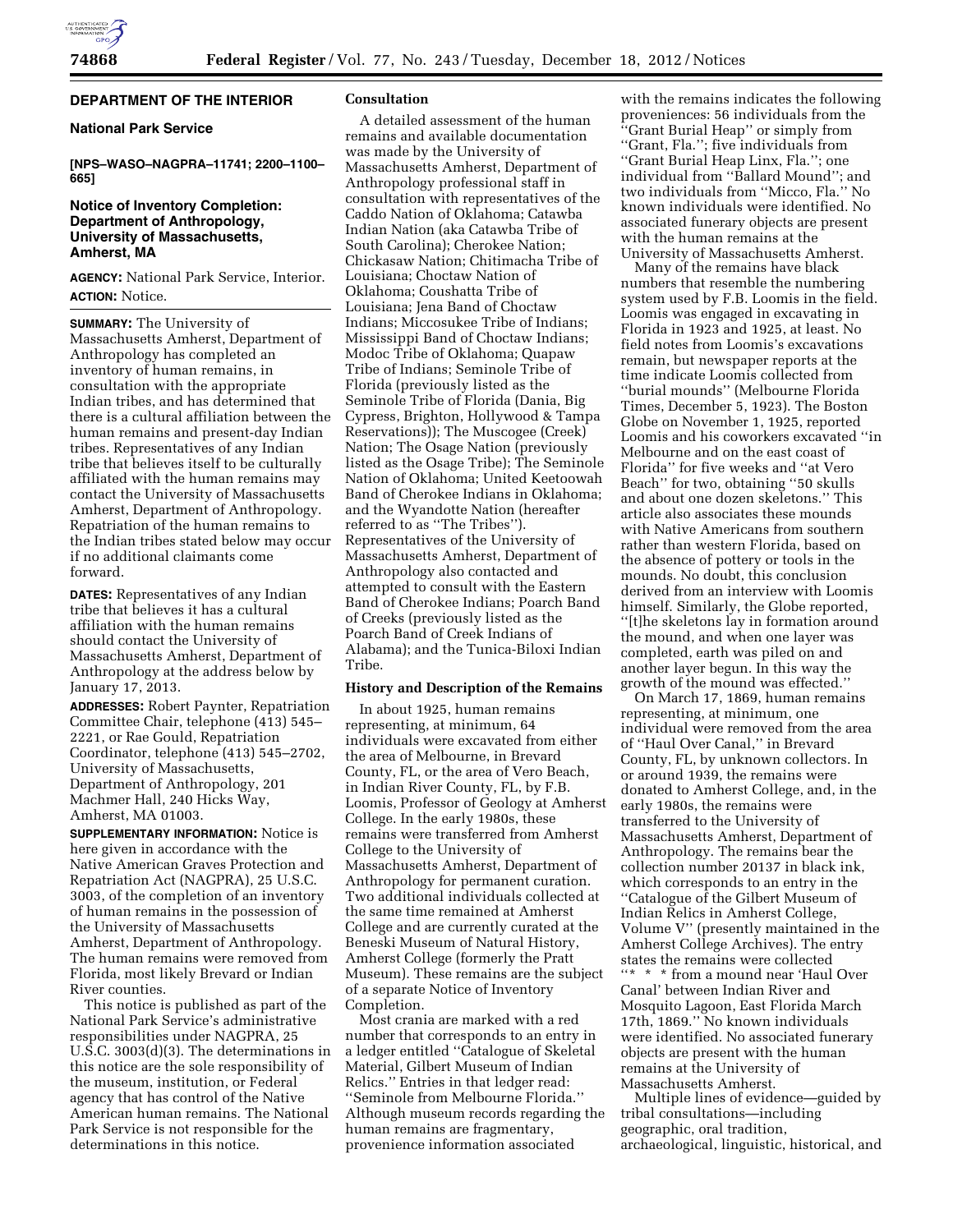## DEPARTMENT OF THE INTERIOR

### National Park Service

**[NPS–WASO–NAGPRA–11741; 2200–1100–665]**

### Notice of Inventory Completion: Department of Anthropology, University of Massachusetts, Amherst, MA

**AGENCY:** National Park Service, Interior.

**ACTION:** Notice.

**SUMMARY:** The University of Massachusetts Amherst, Department of Anthropology has completed an inventory of human remains, in consultation with the appropriate Indian tribes, and has determined that there is a cultural affiliation between the human remains and present-day Indian tribes. Representatives of any Indian tribe that believes itself to be culturally affiliated with the human remains may contact the University of Massachusetts Amherst, Department of Anthropology. Repatriation of the human remains to the Indian tribes stated below may occur if no additional claimants come forward.

**DATES:** Representatives of any Indian tribe that believes it has a cultural affiliation with the human remains should contact the University of Massachusetts Amherst, Department of Anthropology at the address below by January 17, 2013.

**ADDRESSES:** Robert Paynter, Repatriation Committee Chair, telephone (413) 545–2221, or Rae Gould, Repatriation Coordinator, telephone (413) 545–2702, University of Massachusetts, Department of Anthropology, 201 Machmer Hall, 240 Hicks Way, Amherst, MA 01003.

**SUPPLEMENTARY INFORMATION:** Notice is here given in accordance with the Native American Graves Protection and Repatriation Act (NAGPRA), 25 U.S.C. 3003, of the completion of an inventory of human remains in the possession of the University of Massachusetts Amherst, Department of Anthropology. The human remains were removed from Florida, most likely Brevard or Indian River counties.

This notice is published as part of the National Park Service's administrative responsibilities under NAGPRA, 25 U.S.C. 3003(d)(3). The determinations in this notice are the sole responsibility of the museum, institution, or Federal agency that has control of the Native American human remains. The National Park Service is not responsible for the determinations in this notice.

#### Consultation

A detailed assessment of the human remains and available documentation was made by the University of Massachusetts Amherst, Department of Anthropology professional staff in consultation with representatives of the Caddo Nation of Oklahoma; Catawba Indian Nation (aka Catawba Tribe of South Carolina); Cherokee Nation; Chickasaw Nation; Chitimacha Tribe of Louisiana; Choctaw Nation of Oklahoma; Coushatta Tribe of Louisiana; Jena Band of Choctaw Indians; Miccosukee Tribe of Indians; Mississippi Band of Choctaw Indians; Modoc Tribe of Oklahoma; Quapaw Tribe of Indians; Seminole Tribe of Florida (previously listed as the Seminole Tribe of Florida (Dania, Big Cypress, Brighton, Hollywood & Tampa Reservations)); The Muscogee (Creek) Nation; The Osage Nation (previously listed as the Osage Tribe); The Seminole Nation of Oklahoma; United Keetoowah Band of Cherokee Indians in Oklahoma; and the Wyandotte Nation (hereafter referred to as ''The Tribes''). Representatives of the University of Massachusetts Amherst, Department of Anthropology also contacted and attempted to consult with the Eastern Band of Cherokee Indians; Poarch Band of Creeks (previously listed as the Poarch Band of Creek Indians of Alabama); and the Tunica-Biloxi Indian Tribe.

#### History and Description of the Remains

In about 1925, human remains representing, at minimum, 64 individuals were excavated from either the area of Melbourne, in Brevard County, FL, or the area of Vero Beach, in Indian River County, FL, by F.B. Loomis, Professor of Geology at Amherst College. In the early 1980s, these remains were transferred from Amherst College to the University of Massachusetts Amherst, Department of Anthropology for permanent curation. Two additional individuals collected at the same time remained at Amherst College and are currently curated at the Beneski Museum of Natural History, Amherst College (formerly the Pratt Museum). These remains are the subject of a separate Notice of Inventory Completion.

Most crania are marked with a red number that corresponds to an entry in a ledger entitled ''Catalogue of Skeletal Material, Gilbert Museum of Indian Relics.'' Entries in that ledger read: ''Seminole from Melbourne Florida.'' Although museum records regarding the human remains are fragmentary, provenience information associated with the remains indicates the following proveniences: 56 individuals from the ''Grant Burial Heap'' or simply from ''Grant, Fla.''; five individuals from ''Grant Burial Heap Linx, Fla.''; one individual from ''Ballard Mound''; and two individuals from ''Micco, Fla.'' No known individuals were identified. No associated funerary objects are present with the human remains at the University of Massachusetts Amherst.

Many of the remains have black numbers that resemble the numbering system used by F.B. Loomis in the field. Loomis was engaged in excavating in Florida in 1923 and 1925, at least. No field notes from Loomis's excavations remain, but newspaper reports at the time indicate Loomis collected from ''burial mounds'' (Melbourne Florida Times, December 5, 1923). The Boston Globe on November 1, 1925, reported Loomis and his coworkers excavated ''in Melbourne and on the east coast of Florida'' for five weeks and ''at Vero Beach'' for two, obtaining ''50 skulls and about one dozen skeletons.'' This article also associates these mounds with Native Americans from southern rather than western Florida, based on the absence of pottery or tools in the mounds. No doubt, this conclusion derived from an interview with Loomis himself. Similarly, the Globe reported, ''[t]he skeletons lay in formation around the mound, and when one layer was completed, earth was piled on and another layer begun. In this way the growth of the mound was effected.''

On March 17, 1869, human remains representing, at minimum, one individual were removed from the area of ''Haul Over Canal,'' in Brevard County, FL, by unknown collectors. In or around 1939, the remains were donated to Amherst College, and, in the early 1980s, the remains were transferred to the University of Massachusetts Amherst, Department of Anthropology. The remains bear the collection number 20137 in black ink, which corresponds to an entry in the ''Catalogue of the Gilbert Museum of Indian Relics in Amherst College, Volume V'' (presently maintained in the Amherst College Archives). The entry states the remains were collected ''* * * from a mound near 'Haul Over Canal' between Indian River and Mosquito Lagoon, East Florida March 17th, 1869.'' No known individuals were identified. No associated funerary objects are present with the human remains at the University of Massachusetts Amherst.

Multiple lines of evidence—guided by tribal consultations—including geographic, oral tradition, archaeological, linguistic, historical, and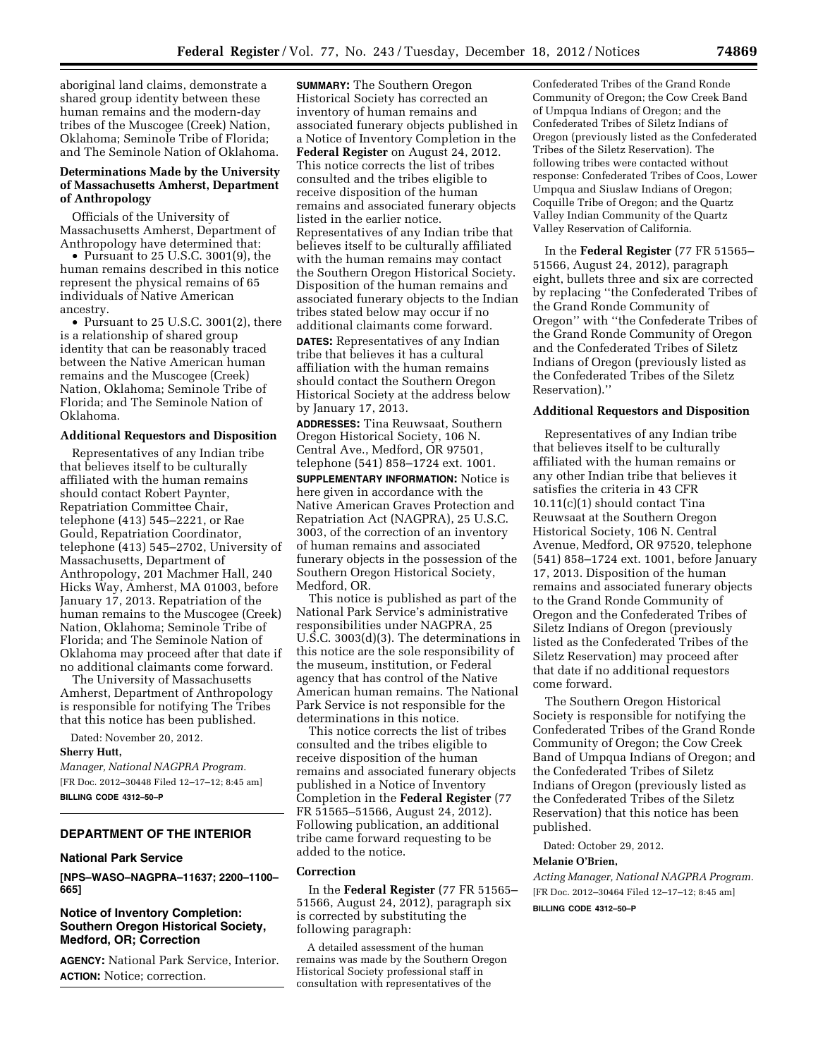aboriginal land claims, demonstrate a shared group identity between these human remains and the modern-day tribes of the Muscogee (Creek) Nation, Oklahoma; Seminole Tribe of Florida; and The Seminole Nation of Oklahoma.

### Determinations Made by the University of Massachusetts Amherst, Department of Anthropology

Officials of the University of Massachusetts Amherst, Department of Anthropology have determined that:

- Pursuant to 25 U.S.C. 3001(9), the human remains described in this notice represent the physical remains of 65 individuals of Native American ancestry.
- Pursuant to 25 U.S.C. 3001(2), there is a relationship of shared group identity that can be reasonably traced between the Native American human remains and the Muscogee (Creek) Nation, Oklahoma; Seminole Tribe of Florida; and The Seminole Nation of Oklahoma.

### Additional Requestors and Disposition

Representatives of any Indian tribe that believes itself to be culturally affiliated with the human remains should contact Robert Paynter, Repatriation Committee Chair, telephone (413) 545–2221, or Rae Gould, Repatriation Coordinator, telephone (413) 545–2702, University of Massachusetts, Department of Anthropology, 201 Machmer Hall, 240 Hicks Way, Amherst, MA 01003, before January 17, 2013. Repatriation of the human remains to the Muscogee (Creek) Nation, Oklahoma; Seminole Tribe of Florida; and The Seminole Nation of Oklahoma may proceed after that date if no additional claimants come forward.

The University of Massachusetts Amherst, Department of Anthropology is responsible for notifying The Tribes that this notice has been published.

Dated: November 20, 2012.

**Sherry Hutt,**

*Manager, National NAGPRA Program.*

[FR Doc. 2012–30448 Filed 12–17–12; 8:45 am]

**BILLING CODE 4312–50–P**

---

## DEPARTMENT OF THE INTERIOR

### National Park Service

**[NPS–WASO–NAGPRA–11637; 2200–1100–665]**

### Notice of Inventory Completion: Southern Oregon Historical Society, Medford, OR; Correction

**AGENCY:** National Park Service, Interior.

**ACTION:** Notice; correction.

**SUMMARY:** The Southern Oregon Historical Society has corrected an inventory of human remains and associated funerary objects published in a Notice of Inventory Completion in the **Federal Register** on August 24, 2012. This notice corrects the list of tribes consulted and the tribes eligible to receive disposition of the human remains and associated funerary objects listed in the earlier notice. Representatives of any Indian tribe that believes itself to be culturally affiliated with the human remains may contact the Southern Oregon Historical Society. Disposition of the human remains and associated funerary objects to the Indian tribes stated below may occur if no additional claimants come forward.

**DATES:** Representatives of any Indian tribe that believes it has a cultural affiliation with the human remains should contact the Southern Oregon Historical Society at the address below by January 17, 2013.

**ADDRESSES:** Tina Reuwsaat, Southern Oregon Historical Society, 106 N. Central Ave., Medford, OR 97501, telephone (541) 858–1724 ext. 1001.

**SUPPLEMENTARY INFORMATION:** Notice is here given in accordance with the Native American Graves Protection and Repatriation Act (NAGPRA), 25 U.S.C. 3003, of the correction of an inventory of human remains and associated funerary objects in the possession of the Southern Oregon Historical Society, Medford, OR.

This notice is published as part of the National Park Service's administrative responsibilities under NAGPRA, 25 U.S.C. 3003(d)(3). The determinations in this notice are the sole responsibility of the museum, institution, or Federal agency that has control of the Native American human remains. The National Park Service is not responsible for the determinations in this notice.

This notice corrects the list of tribes consulted and the tribes eligible to receive disposition of the human remains and associated funerary objects published in a Notice of Inventory Completion in the **Federal Register** (77 FR 51565–51566, August 24, 2012). Following publication, an additional tribe came forward requesting to be added to the notice.

### Correction

In the **Federal Register** (77 FR 51565–51566, August 24, 2012), paragraph six is corrected by substituting the following paragraph:

A detailed assessment of the human remains was made by the Southern Oregon Historical Society professional staff in consultation with representatives of the Confederated Tribes of the Grand Ronde Community of Oregon; the Cow Creek Band of Umpqua Indians of Oregon; and the Confederated Tribes of Siletz Indians of Oregon (previously listed as the Confederated Tribes of the Siletz Reservation). The following tribes were contacted without response: Confederated Tribes of Coos, Lower Umpqua and Siuslaw Indians of Oregon; Coquille Tribe of Oregon; and the Quartz Valley Indian Community of the Quartz Valley Reservation of California.

In the **Federal Register** (77 FR 51565–51566, August 24, 2012), paragraph eight, bullets three and six are corrected by replacing ''the Confederated Tribes of the Grand Ronde Community of Oregon'' with ''the Confederate Tribes of the Grand Ronde Community of Oregon and the Confederated Tribes of Siletz Indians of Oregon (previously listed as the Confederated Tribes of the Siletz Reservation).''

### Additional Requestors and Disposition

Representatives of any Indian tribe that believes itself to be culturally affiliated with the human remains or any other Indian tribe that believes it satisfies the criteria in 43 CFR 10.11(c)(1) should contact Tina Reuwsaat at the Southern Oregon Historical Society, 106 N. Central Avenue, Medford, OR 97520, telephone (541) 858–1724 ext. 1001, before January 17, 2013. Disposition of the human remains and associated funerary objects to the Grand Ronde Community of Oregon and the Confederated Tribes of Siletz Indians of Oregon (previously listed as the Confederated Tribes of the Siletz Reservation) may proceed after that date if no additional requestors come forward.

The Southern Oregon Historical Society is responsible for notifying the Confederated Tribes of the Grand Ronde Community of Oregon; the Cow Creek Band of Umpqua Indians of Oregon; and the Confederated Tribes of Siletz Indians of Oregon (previously listed as the Confederated Tribes of the Siletz Reservation) that this notice has been published.

Dated: October 29, 2012.

**Melanie O'Brien,**

*Acting Manager, National NAGPRA Program.*

[FR Doc. 2012–30464 Filed 12–17–12; 8:45 am]

**BILLING CODE 4312–50–P**